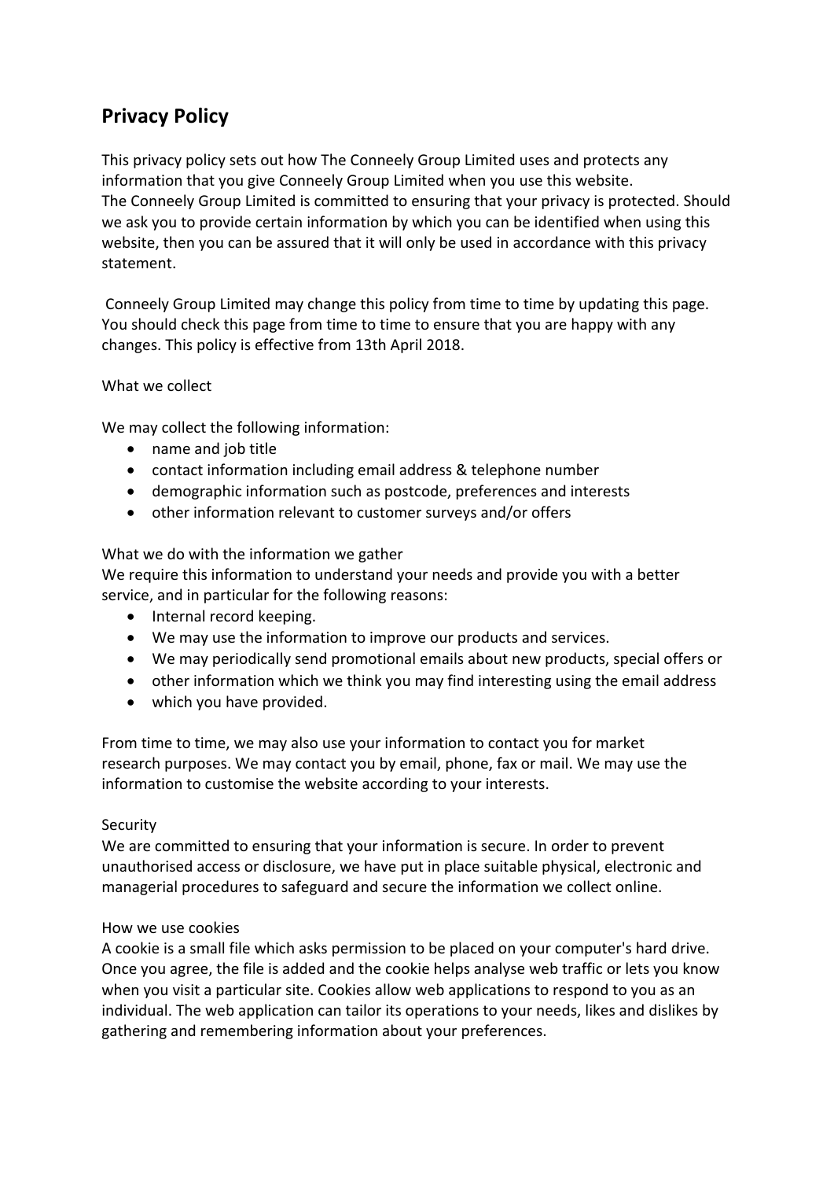# Privacy Policy

This privacy policy sets out how The Conneely Group Limited uses and protects any information that you give Conneely Group Limited when you use this website.
The Conneely Group Limited is committed to ensuring that your privacy is protected. Should we ask you to provide certain information by which you can be identified when using this website, then you can be assured that it will only be used in accordance with this privacy statement.

Conneely Group Limited may change this policy from time to time by updating this page. You should check this page from time to time to ensure that you are happy with any changes. This policy is effective from 13th April 2018.

What we collect

We may collect the following information:

- name and job title
- contact information including email address & telephone number
- demographic information such as postcode, preferences and interests
- other information relevant to customer surveys and/or offers

What we do with the information we gather
We require this information to understand your needs and provide you with a better service, and in particular for the following reasons:

- Internal record keeping.
- We may use the information to improve our products and services.
- We may periodically send promotional emails about new products, special offers or
- other information which we think you may find interesting using the email address
- which you have provided.

From time to time, we may also use your information to contact you for market research purposes. We may contact you by email, phone, fax or mail. We may use the information to customise the website according to your interests.

Security
We are committed to ensuring that your information is secure. In order to prevent unauthorised access or disclosure, we have put in place suitable physical, electronic and managerial procedures to safeguard and secure the information we collect online.

How we use cookies
A cookie is a small file which asks permission to be placed on your computer's hard drive. Once you agree, the file is added and the cookie helps analyse web traffic or lets you know when you visit a particular site. Cookies allow web applications to respond to you as an individual. The web application can tailor its operations to your needs, likes and dislikes by gathering and remembering information about your preferences.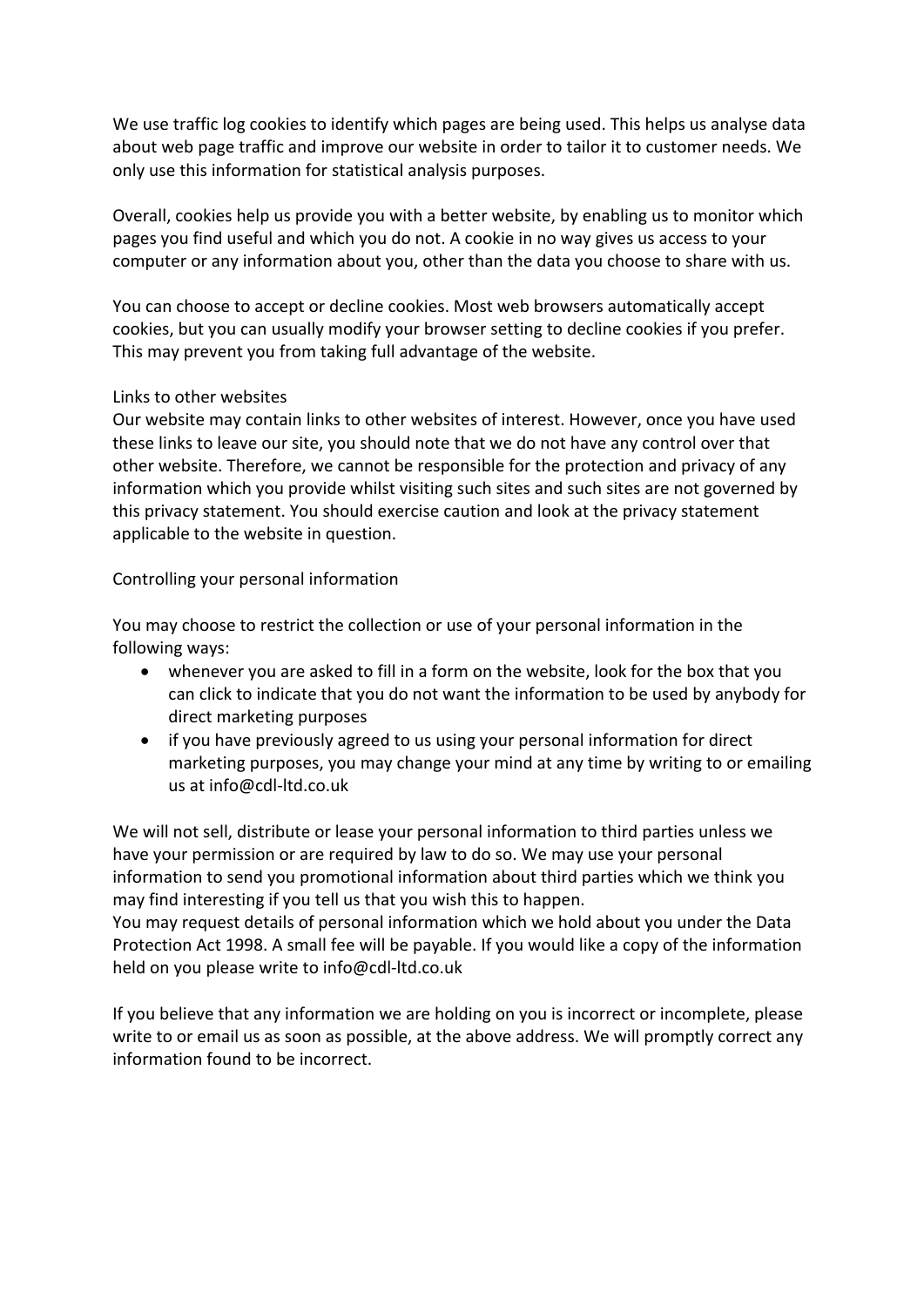We use traffic log cookies to identify which pages are being used. This helps us analyse data about web page traffic and improve our website in order to tailor it to customer needs. We only use this information for statistical analysis purposes.

Overall, cookies help us provide you with a better website, by enabling us to monitor which pages you find useful and which you do not. A cookie in no way gives us access to your computer or any information about you, other than the data you choose to share with us.

You can choose to accept or decline cookies. Most web browsers automatically accept cookies, but you can usually modify your browser setting to decline cookies if you prefer. This may prevent you from taking full advantage of the website.

Links to other websites

Our website may contain links to other websites of interest. However, once you have used these links to leave our site, you should note that we do not have any control over that other website. Therefore, we cannot be responsible for the protection and privacy of any information which you provide whilst visiting such sites and such sites are not governed by this privacy statement. You should exercise caution and look at the privacy statement applicable to the website in question.

Controlling your personal information

You may choose to restrict the collection or use of your personal information in the following ways:

- whenever you are asked to fill in a form on the website, look for the box that you can click to indicate that you do not want the information to be used by anybody for direct marketing purposes
- if you have previously agreed to us using your personal information for direct marketing purposes, you may change your mind at any time by writing to or emailing us at info@cdl-ltd.co.uk

We will not sell, distribute or lease your personal information to third parties unless we have your permission or are required by law to do so. We may use your personal information to send you promotional information about third parties which we think you may find interesting if you tell us that you wish this to happen.
You may request details of personal information which we hold about you under the Data Protection Act 1998. A small fee will be payable. If you would like a copy of the information held on you please write to info@cdl-ltd.co.uk

If you believe that any information we are holding on you is incorrect or incomplete, please write to or email us as soon as possible, at the above address. We will promptly correct any information found to be incorrect.